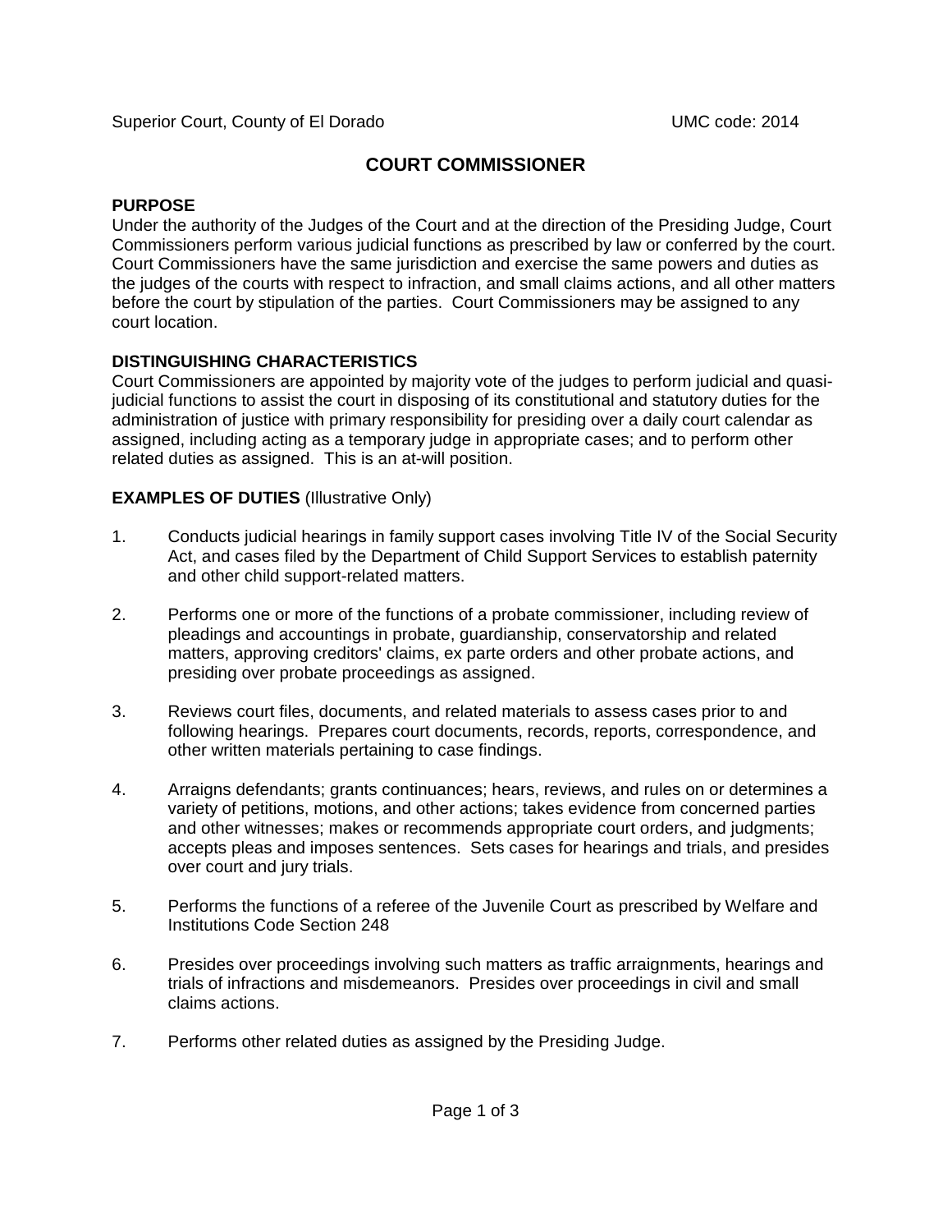Superior Court, County of El Dorado UMC code: 2014

# COURT COMMISSIONER

## PURPOSE

Under the authority of the Judges of the Court and at the direction of the Presiding Judge, Court Commissioners perform various judicial functions as prescribed by law or conferred by the court. Court Commissioners have the same jurisdiction and exercise the same powers and duties as the judges of the courts with respect to infraction, and small claims actions, and all other matters before the court by stipulation of the parties. Court Commissioners may be assigned to any court location.

## DISTINGUISHING CHARACTERISTICS

Court Commissioners are appointed by majority vote of the judges to perform judicial and quasi-judicial functions to assist the court in disposing of its constitutional and statutory duties for the administration of justice with primary responsibility for presiding over a daily court calendar as assigned, including acting as a temporary judge in appropriate cases; and to perform other related duties as assigned. This is an at-will position.

## EXAMPLES OF DUTIES (Illustrative Only)

1. Conducts judicial hearings in family support cases involving Title IV of the Social Security Act, and cases filed by the Department of Child Support Services to establish paternity and other child support-related matters.

2. Performs one or more of the functions of a probate commissioner, including review of pleadings and accountings in probate, guardianship, conservatorship and related matters, approving creditors' claims, ex parte orders and other probate actions, and presiding over probate proceedings as assigned.

3. Reviews court files, documents, and related materials to assess cases prior to and following hearings. Prepares court documents, records, reports, correspondence, and other written materials pertaining to case findings.

4. Arraigns defendants; grants continuances; hears, reviews, and rules on or determines a variety of petitions, motions, and other actions; takes evidence from concerned parties and other witnesses; makes or recommends appropriate court orders, and judgments; accepts pleas and imposes sentences. Sets cases for hearings and trials, and presides over court and jury trials.

5. Performs the functions of a referee of the Juvenile Court as prescribed by Welfare and Institutions Code Section 248

6. Presides over proceedings involving such matters as traffic arraignments, hearings and trials of infractions and misdemeanors. Presides over proceedings in civil and small claims actions.

7. Performs other related duties as assigned by the Presiding Judge.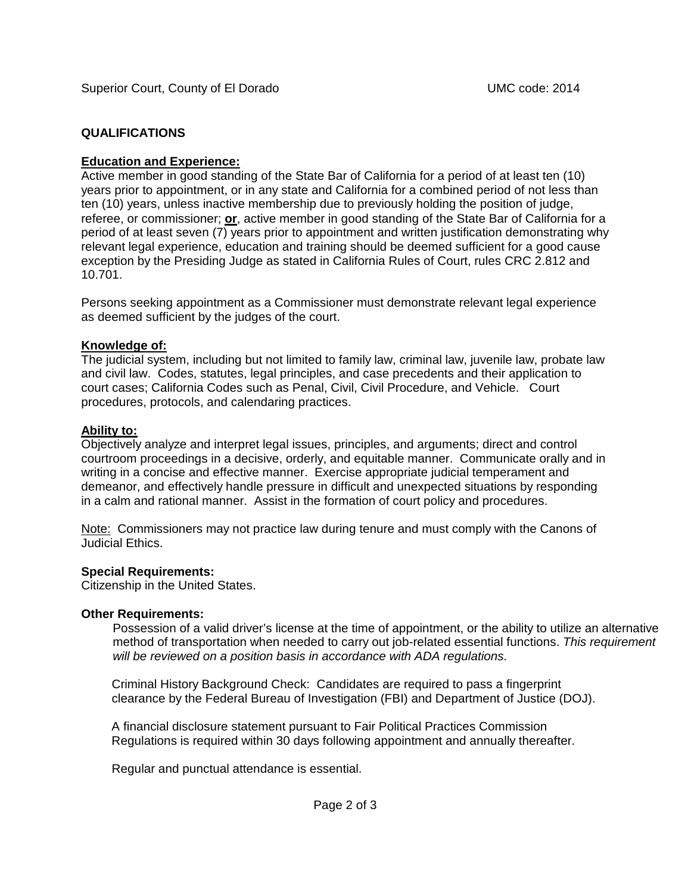## QUALIFICATIONS

**Education and Experience:**

Active member in good standing of the State Bar of California for a period of at least ten (10) years prior to appointment, or in any state and California for a combined period of not less than ten (10) years, unless inactive membership due to previously holding the position of judge, referee, or commissioner; **or**, active member in good standing of the State Bar of California for a period of at least seven (7) years prior to appointment and written justification demonstrating why relevant legal experience, education and training should be deemed sufficient for a good cause exception by the Presiding Judge as stated in California Rules of Court, rules CRC 2.812 and 10.701.

Persons seeking appointment as a Commissioner must demonstrate relevant legal experience as deemed sufficient by the judges of the court.

**Knowledge of:**

The judicial system, including but not limited to family law, criminal law, juvenile law, probate law and civil law. Codes, statutes, legal principles, and case precedents and their application to court cases; California Codes such as Penal, Civil, Civil Procedure, and Vehicle. Court procedures, protocols, and calendaring practices.

**Ability to:**

Objectively analyze and interpret legal issues, principles, and arguments; direct and control courtroom proceedings in a decisive, orderly, and equitable manner. Communicate orally and in writing in a concise and effective manner. Exercise appropriate judicial temperament and demeanor, and effectively handle pressure in difficult and unexpected situations by responding in a calm and rational manner. Assist in the formation of court policy and procedures.

Note: Commissioners may not practice law during tenure and must comply with the Canons of Judicial Ethics.

**Special Requirements:**

Citizenship in the United States.

**Other Requirements:**

Possession of a valid driver's license at the time of appointment, or the ability to utilize an alternative method of transportation when needed to carry out job-related essential functions. *This requirement will be reviewed on a position basis in accordance with ADA regulations.*

Criminal History Background Check: Candidates are required to pass a fingerprint clearance by the Federal Bureau of Investigation (FBI) and Department of Justice (DOJ).

A financial disclosure statement pursuant to Fair Political Practices Commission Regulations is required within 30 days following appointment and annually thereafter.

Regular and punctual attendance is essential.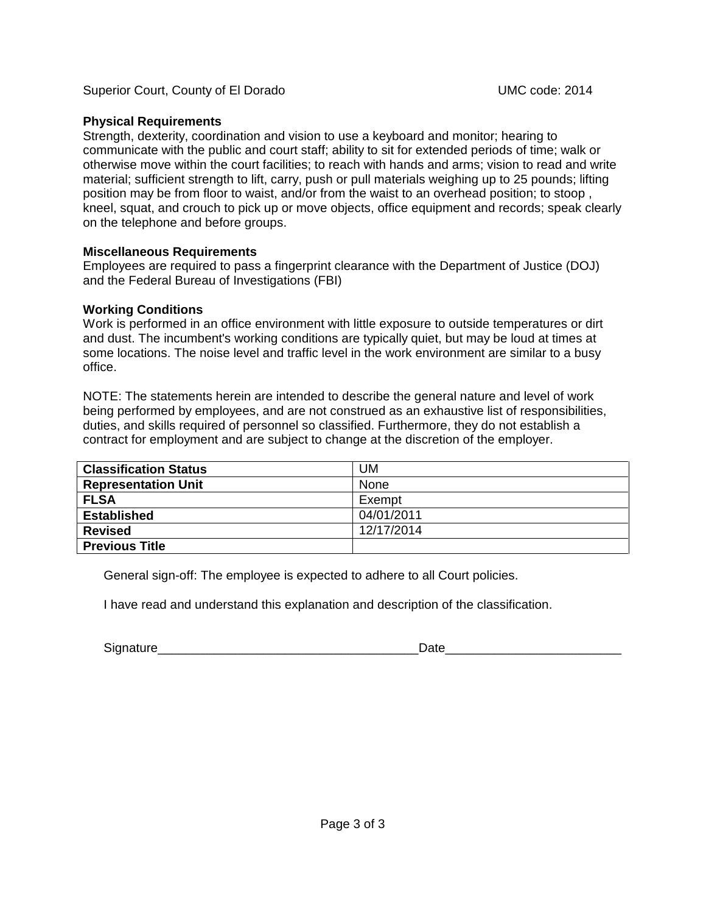### Physical Requirements

Strength, dexterity, coordination and vision to use a keyboard and monitor; hearing to communicate with the public and court staff; ability to sit for extended periods of time; walk or otherwise move within the court facilities; to reach with hands and arms; vision to read and write material; sufficient strength to lift, carry, push or pull materials weighing up to 25 pounds; lifting position may be from floor to waist, and/or from the waist to an overhead position; to stoop , kneel, squat, and crouch to pick up or move objects, office equipment and records; speak clearly on the telephone and before groups.

### Miscellaneous Requirements

Employees are required to pass a fingerprint clearance with the Department of Justice (DOJ) and the Federal Bureau of Investigations (FBI)

### Working Conditions

Work is performed in an office environment with little exposure to outside temperatures or dirt and dust. The incumbent's working conditions are typically quiet, but may be loud at times at some locations. The noise level and traffic level in the work environment are similar to a busy office.

NOTE: The statements herein are intended to describe the general nature and level of work being performed by employees, and are not construed as an exhaustive list of responsibilities, duties, and skills required of personnel so classified. Furthermore, they do not establish a contract for employment and are subject to change at the discretion of the employer.

| | |
|---|---|
| **Classification Status** | UM |
| **Representation Unit** | None |
| **FLSA** | Exempt |
| **Established** | 04/01/2011 |
| **Revised** | 12/17/2014 |
| **Previous Title** | |

General sign-off: The employee is expected to adhere to all Court policies.

I have read and understand this explanation and description of the classification.

Signature_____________________________________Date_________________________